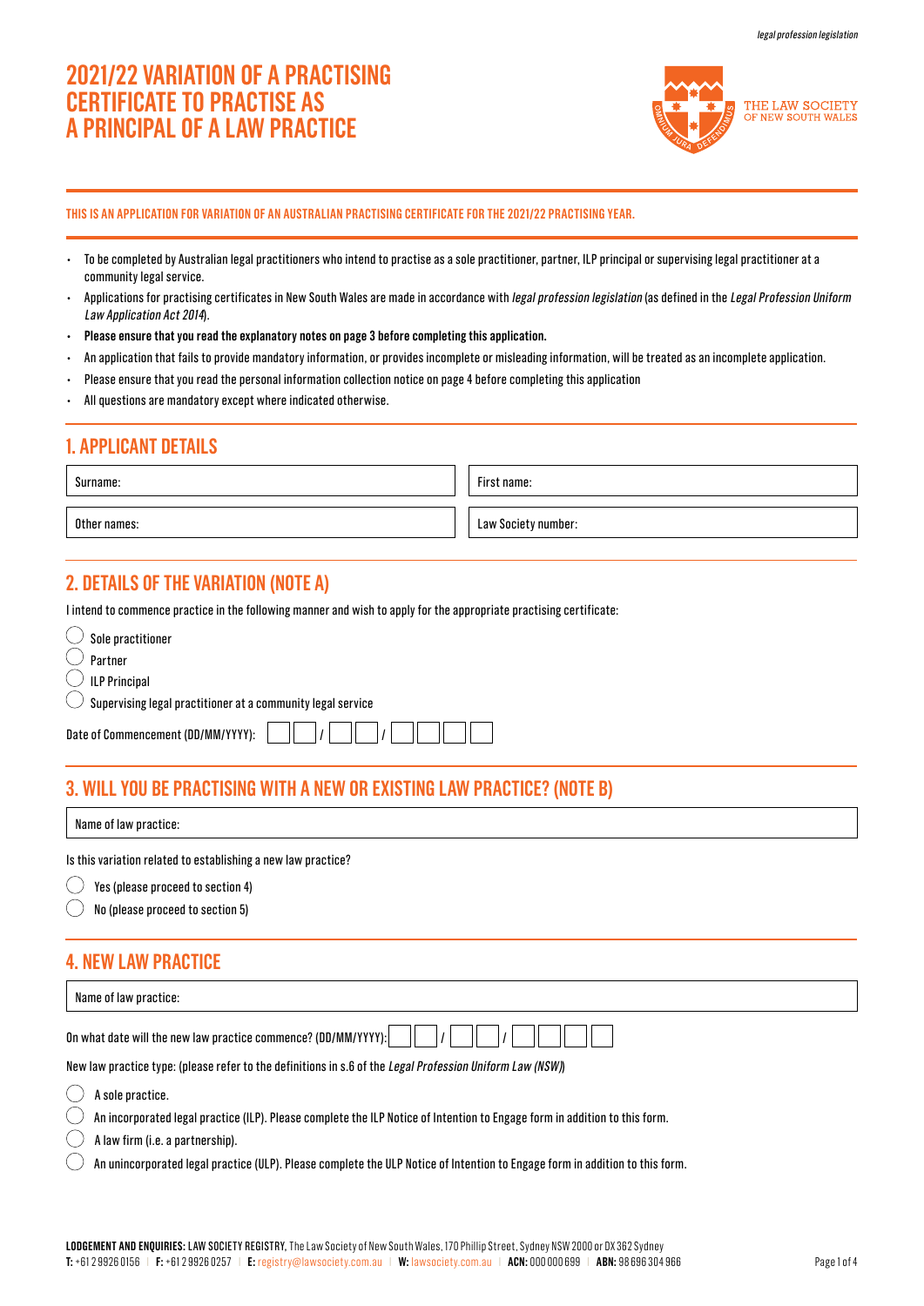# 2021/22 VARIATION OF A PRACTISING CERTIFICATE TO PRACTISE AS A PRINCIPAL OF A LAW PRACTICE

THE LAW SOCIETY OF NEW SOUTH WALES

**THIS IS AN APPLICATION FOR VARIATION OF AN AUSTRALIAN PRACTISING CERTIFICATE FOR THE 2021/22 PRACTISING YEAR.**

- To be completed by Australian legal practitioners who intend to practise as a sole practitioner, partner, ILP principal or supervising legal practitioner at a community legal service.
- Applications for practising certificates in New South Wales are made in accordance with *legal profession legislation* (as defined in the *Legal Profession Uniform Law Application Act 2014*).
- **Please ensure that you read the explanatory notes on page 3 before completing this application.**
- An application that fails to provide mandatory information, or provides incomplete or misleading information, will be treated as an incomplete application.
- Please ensure that you read the personal information collection notice on page 4 before completing this application
- All questions are mandatory except where indicated otherwise.

## 1. APPLICANT DETAILS

| Surname: | First name: |
|---|---|
| Other names: | Law Society number: |

## 2. DETAILS OF THE VARIATION (NOTE A)

I intend to commence practice in the following manner and wish to apply for the appropriate practising certificate:

- ◯ Sole practitioner
- ◯ Partner
- ◯ ILP Principal
- ◯ Supervising legal practitioner at a community legal service

Date of Commencement (DD/MM/YYYY): __ __ / __ __ / __ __ __ __

## 3. WILL YOU BE PRACTISING WITH A NEW OR EXISTING LAW PRACTICE? (NOTE B)

Name of law practice:

Is this variation related to establishing a new law practice?

- ◯ Yes (please proceed to section 4)
- ◯ No (please proceed to section 5)

## 4. NEW LAW PRACTICE

Name of law practice:

On what date will the new law practice commence? (DD/MM/YYYY): __ __ / __ __ / __ __ __ __

New law practice type: (please refer to the definitions in s.6 of the *Legal Profession Uniform Law (NSW)*)

- ◯ A sole practice.
- ◯ An incorporated legal practice (ILP). Please complete the ILP Notice of Intention to Engage form in addition to this form.
- ◯ A law firm (i.e. a partnership).
- ◯ An unincorporated legal practice (ULP). Please complete the ULP Notice of Intention to Engage form in addition to this form.

**LODGEMENT AND ENQUIRIES:** LAW SOCIETY REGISTRY, The Law Society of New South Wales, 170 Phillip Street, Sydney NSW 2000 or DX 362 Sydney
**T:** +61 2 9926 0156 | **F:** +61 2 9926 0257 | **E:** registry@lawsociety.com.au | **W:** lawsociety.com.au | **ACN:** 000 000 699 | **ABN:** 98 696 304 966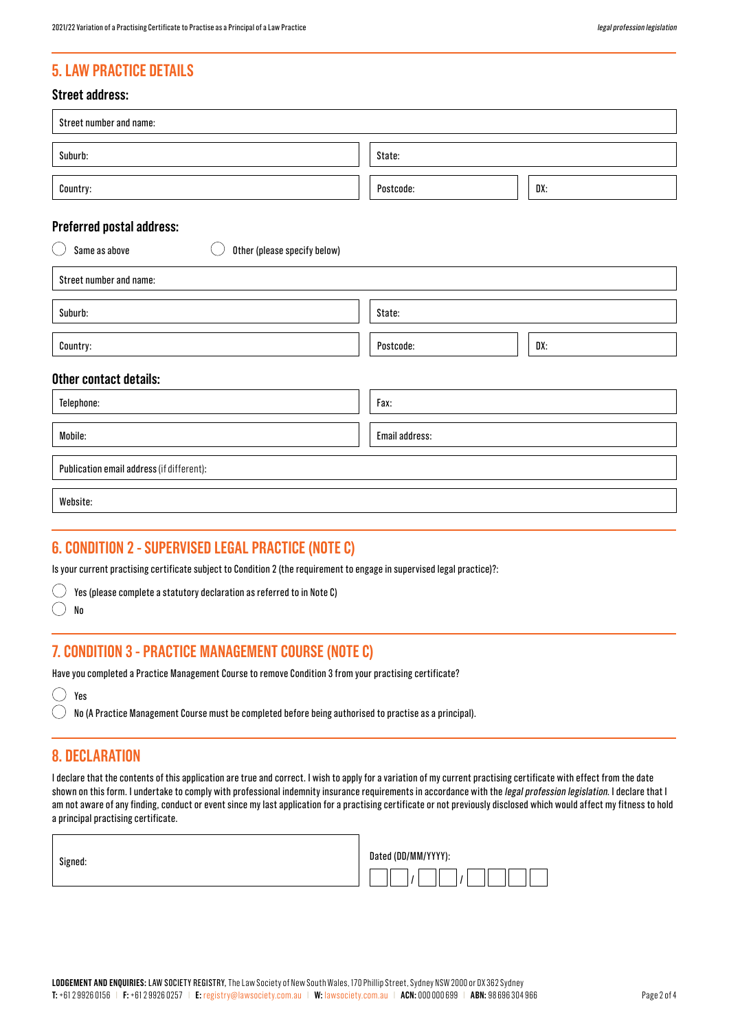## 5. LAW PRACTICE DETAILS

### Street address:

| Street number and name: | | |
|---|---|---|
| Suburb: | State: | |
| Country: | Postcode: | DX: |

### Preferred postal address:

◯ Same as above ◯ Other (please specify below)

| Street number and name: | | |
|---|---|---|
| Suburb: | State: | |
| Country: | Postcode: | DX: |

### Other contact details:

| Telephone: | Fax: |
|---|---|
| Mobile: | Email address: |
| Publication email address (if different): | |
| Website: | |

## 6. CONDITION 2 - SUPERVISED LEGAL PRACTICE (NOTE C)

Is your current practising certificate subject to Condition 2 (the requirement to engage in supervised legal practice)?:

◯ Yes (please complete a statutory declaration as referred to in Note C)

◯ No

## 7. CONDITION 3 - PRACTICE MANAGEMENT COURSE (NOTE C)

Have you completed a Practice Management Course to remove Condition 3 from your practising certificate?

◯ Yes

◯ No (A Practice Management Course must be completed before being authorised to practise as a principal).

## 8. DECLARATION

I declare that the contents of this application are true and correct. I wish to apply for a variation of my current practising certificate with effect from the date shown on this form. I undertake to comply with professional indemnity insurance requirements in accordance with the *legal profession legislation*. I declare that I am not aware of any finding, conduct or event since my last application for a practising certificate or not previously disclosed which would affect my fitness to hold a principal practising certificate.

| Signed: | Dated (DD/MM/YYYY): __ __ / __ __ / __ __ __ __ |
|---|---|

**LODGEMENT AND ENQUIRIES:** LAW SOCIETY REGISTRY, The Law Society of New South Wales, 170 Phillip Street, Sydney NSW 2000 or DX 362 Sydney
**T:** +61 2 9926 0156 | **F:** +61 2 9926 0257 | **E:** registry@lawsociety.com.au | **W:** lawsociety.com.au | **ACN:** 000 000 699 | **ABN:** 98 696 304 966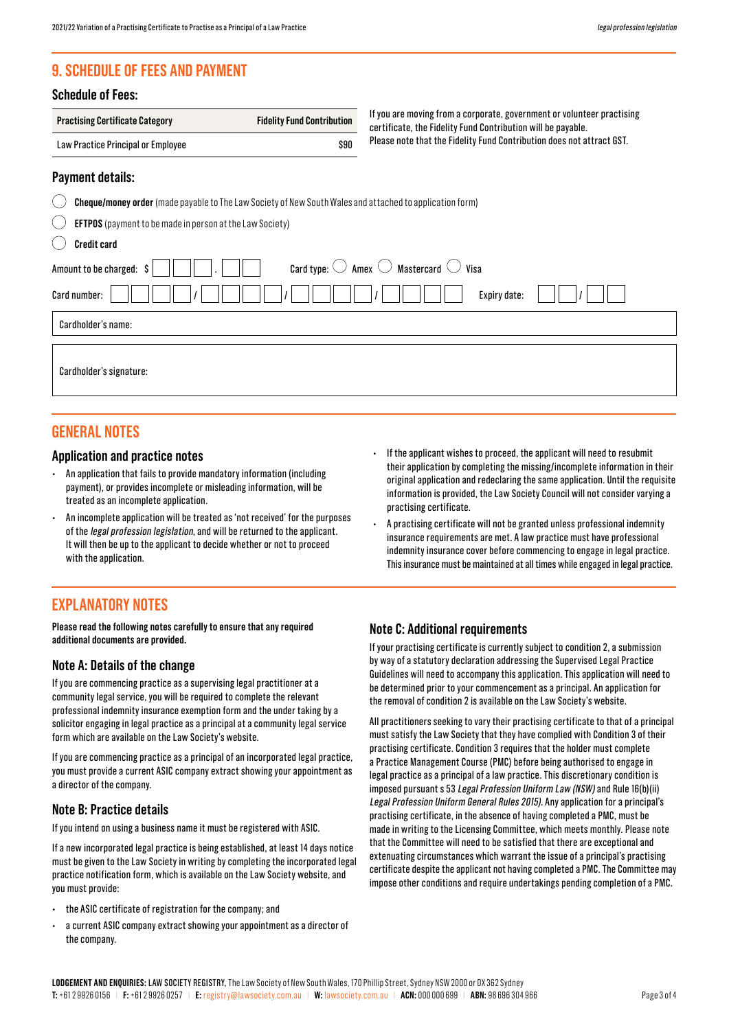## 9. SCHEDULE OF FEES AND PAYMENT

### Schedule of Fees:

| Practising Certificate Category | Fidelity Fund Contribution |
|---|---|
| Law Practice Principal or Employee | $90 |

If you are moving from a corporate, government or volunteer practising certificate, the Fidelity Fund Contribution will be payable.
Please note that the Fidelity Fund Contribution does not attract GST.

### Payment details:

◯ **Cheque/money order** (made payable to The Law Society of New South Wales and attached to application form)

◯ **EFTPOS** (payment to be made in person at the Law Society)

◯ **Credit card**

Amount to be charged: $ ☐☐☐☐ . ☐☐ Card type: ◯ Amex ◯ Mastercard ◯ Visa

Card number: ☐☐☐☐ / ☐☐☐☐ / ☐☐☐☐ / ☐☐☐☐ Expiry date: ☐☐ / ☐☐

Cardholder's name:

Cardholder's signature:

## GENERAL NOTES

### Application and practice notes

- An application that fails to provide mandatory information (including payment), or provides incomplete or misleading information, will be treated as an incomplete application.
- An incomplete application will be treated as 'not received' for the purposes of the *legal profession legislation*, and will be returned to the applicant. It will then be up to the applicant to decide whether or not to proceed with the application.
- If the applicant wishes to proceed, the applicant will need to resubmit their application by completing the missing/incomplete information in their original application and redeclaring the same application. Until the requisite information is provided, the Law Society Council will not consider varying a practising certificate.
- A practising certificate will not be granted unless professional indemnity insurance requirements are met. A law practice must have professional indemnity insurance cover before commencing to engage in legal practice. This insurance must be maintained at all times while engaged in legal practice.

## EXPLANATORY NOTES

**Please read the following notes carefully to ensure that any required additional documents are provided.**

### Note A: Details of the change

If you are commencing practice as a supervising legal practitioner at a community legal service, you will be required to complete the relevant professional indemnity insurance exemption form and the under taking by a solicitor engaging in legal practice as a principal at a community legal service form which are available on the Law Society's website.

If you are commencing practice as a principal of an incorporated legal practice, you must provide a current ASIC company extract showing your appointment as a director of the company.

### Note B: Practice details

If you intend on using a business name it must be registered with ASIC.

If a new incorporated legal practice is being established, at least 14 days notice must be given to the Law Society in writing by completing the incorporated legal practice notification form, which is available on the Law Society website, and you must provide:

- the ASIC certificate of registration for the company; and
- a current ASIC company extract showing your appointment as a director of the company.

### Note C: Additional requirements

If your practising certificate is currently subject to condition 2, a submission by way of a statutory declaration addressing the Supervised Legal Practice Guidelines will need to accompany this application. This application will need to be determined prior to your commencement as a principal. An application for the removal of condition 2 is available on the Law Society's website.

All practitioners seeking to vary their practising certificate to that of a principal must satisfy the Law Society that they have complied with Condition 3 of their practising certificate. Condition 3 requires that the holder must complete a Practice Management Course (PMC) before being authorised to engage in legal practice as a principal of a law practice. This discretionary condition is imposed pursuant s 53 *Legal Profession Uniform Law (NSW)* and Rule 16(b)(ii) *Legal Profession Uniform General Rules 2015)*. Any application for a principal's practising certificate, in the absence of having completed a PMC, must be made in writing to the Licensing Committee, which meets monthly. Please note that the Committee will need to be satisfied that there are exceptional and extenuating circumstances which warrant the issue of a principal's practising certificate despite the applicant not having completed a PMC. The Committee may impose other conditions and require undertakings pending completion of a PMC.

**LODGEMENT AND ENQUIRIES:** LAW SOCIETY REGISTRY, The Law Society of New South Wales, 170 Phillip Street, Sydney NSW 2000 or DX 362 Sydney
**T:** +61 2 9926 0156 | **F:** +61 2 9926 0257 | **E:** registry@lawsociety.com.au | **W:** lawsociety.com.au | **ACN:** 000 000 699 | **ABN:** 98 696 304 966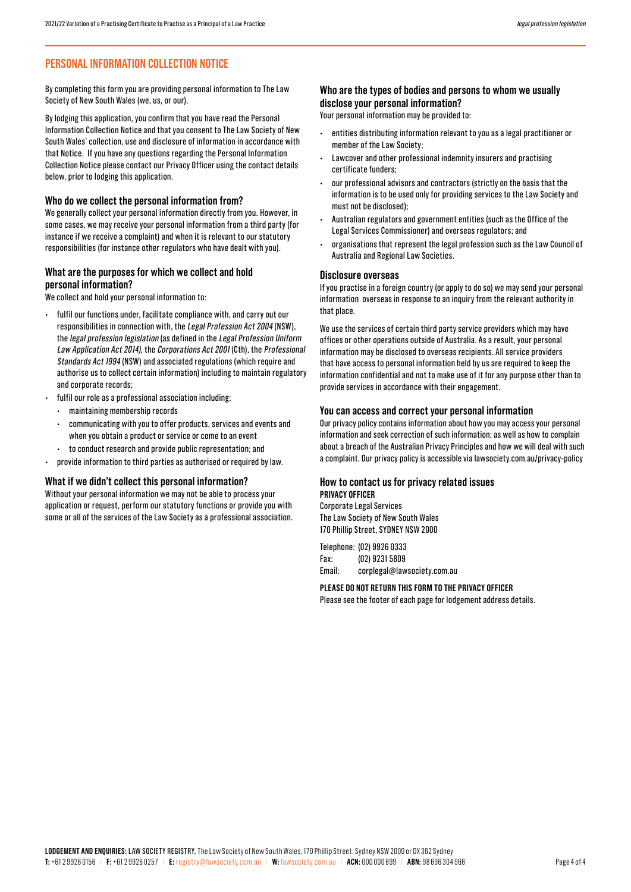## PERSONAL INFORMATION COLLECTION NOTICE

By completing this form you are providing personal information to The Law Society of New South Wales (we, us, or our).

By lodging this application, you confirm that you have read the Personal Information Collection Notice and that you consent to The Law Society of New South Wales' collection, use and disclosure of information in accordance with that Notice. If you have any questions regarding the Personal Information Collection Notice please contact our Privacy Officer using the contact details below, prior to lodging this application.

### Who do we collect the personal information from?

We generally collect your personal information directly from you. However, in some cases, we may receive your personal information from a third party (for instance if we receive a complaint) and when it is relevant to our statutory responsibilities (for instance other regulators who have dealt with you).

### What are the purposes for which we collect and hold personal information?

We collect and hold your personal information to:

- fulfil our functions under, facilitate compliance with, and carry out our responsibilities in connection with, the *Legal Profession Act 2004* (NSW), the *legal profession legislation* (as defined in the *Legal Profession Uniform Law Application Act 2014),* the *Corporations Act 2001* (Cth), the *Professional Standards Act 1994* (NSW) and associated regulations (which require and authorise us to collect certain information) including to maintain regulatory and corporate records;
- fulfil our role as a professional association including:
  - maintaining membership records
  - communicating with you to offer products, services and events and when you obtain a product or service or come to an event
  - to conduct research and provide public representation; and
- provide information to third parties as authorised or required by law.

### What if we didn't collect this personal information?

Without your personal information we may not be able to process your application or request, perform our statutory functions or provide you with some or all of the services of the Law Society as a professional association.

### Who are the types of bodies and persons to whom we usually disclose your personal information?

Your personal information may be provided to:

- entities distributing information relevant to you as a legal practitioner or member of the Law Society;
- Lawcover and other professional indemnity insurers and practising certificate funders;
- our professional advisors and contractors (strictly on the basis that the information is to be used only for providing services to the Law Society and must not be disclosed);
- Australian regulators and government entities (such as the Office of the Legal Services Commissioner) and overseas regulators; and
- organisations that represent the legal profession such as the Law Council of Australia and Regional Law Societies.

### Disclosure overseas

If you practise in a foreign country (or apply to do so) we may send your personal information overseas in response to an inquiry from the relevant authority in that place.

We use the services of certain third party service providers which may have offices or other operations outside of Australia. As a result, your personal information may be disclosed to overseas recipients. All service providers that have access to personal information held by us are required to keep the information confidential and not to make use of it for any purpose other than to provide services in accordance with their engagement.

### You can access and correct your personal information

Our privacy policy contains information about how you may access your personal information and seek correction of such information; as well as how to complain about a breach of the Australian Privacy Principles and how we will deal with such a complaint. Our privacy policy is accessible via lawsociety.com.au/privacy-policy

### How to contact us for privacy related issues

**PRIVACY OFFICER**
Corporate Legal Services
The Law Society of New South Wales
170 Phillip Street, SYDNEY NSW 2000

Telephone: (02) 9926 0333
Fax: (02) 9231 5809
Email: corplegal@lawsociety.com.au

**PLEASE DO NOT RETURN THIS FORM TO THE PRIVACY OFFICER**
Please see the footer of each page for lodgement address details.

**LODGEMENT AND ENQUIRIES:** LAW SOCIETY REGISTRY, The Law Society of New South Wales, 170 Phillip Street, Sydney NSW 2000 or DX 362 Sydney
**T:** +61 2 9926 0156 | **F:** +61 2 9926 0257 | **E:** registry@lawsociety.com.au | **W:** lawsociety.com.au | **ACN:** 000 000 699 | **ABN:** 98 696 304 966